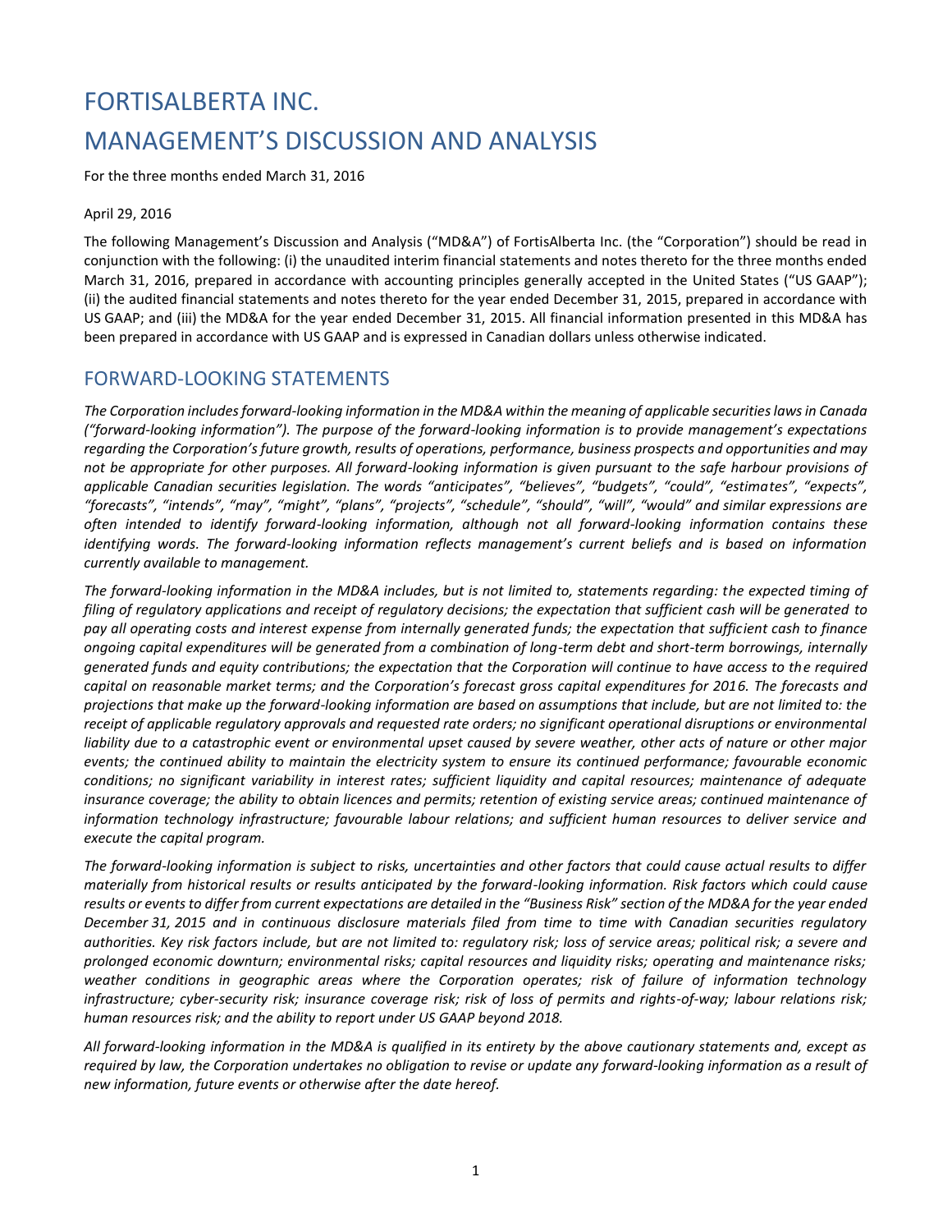# FORTISALBERTA INC.

# MANAGEMENT'S DISCUSSION AND ANALYSIS

For the three months ended March 31, 2016

April 29, 2016

The following Management's Discussion and Analysis ("MD&A") of FortisAlberta Inc. (the "Corporation") should be read in conjunction with the following: (i) the unaudited interim financial statements and notes thereto for the three months ended March 31, 2016, prepared in accordance with accounting principles generally accepted in the United States ("US GAAP"); (ii) the audited financial statements and notes thereto for the year ended December 31, 2015, prepared in accordance with US GAAP; and (iii) the MD&A for the year ended December 31, 2015. All financial information presented in this MD&A has been prepared in accordance with US GAAP and is expressed in Canadian dollars unless otherwise indicated.

## FORWARD-LOOKING STATEMENTS

*The Corporation includes forward-looking information in the MD&A within the meaning of applicable securities laws in Canada ("forward-looking information"). The purpose of the forward-looking information is to provide management's expectations regarding the Corporation's future growth, results of operations, performance, business prospects and opportunities and may not be appropriate for other purposes. All forward-looking information is given pursuant to the safe harbour provisions of applicable Canadian securities legislation. The words "anticipates", "believes", "budgets", "could", "estimates", "expects", "forecasts", "intends", "may", "might", "plans", "projects", "schedule", "should", "will", "would" and similar expressions are often intended to identify forward-looking information, although not all forward-looking information contains these identifying words. The forward-looking information reflects management's current beliefs and is based on information currently available to management.*

*The forward-looking information in the MD&A includes, but is not limited to, statements regarding: the expected timing of filing of regulatory applications and receipt of regulatory decisions; the expectation that sufficient cash will be generated to pay all operating costs and interest expense from internally generated funds; the expectation that sufficient cash to finance ongoing capital expenditures will be generated from a combination of long-term debt and short-term borrowings, internally generated funds and equity contributions; the expectation that the Corporation will continue to have access to the required capital on reasonable market terms; and the Corporation's forecast gross capital expenditures for 2016. The forecasts and projections that make up the forward-looking information are based on assumptions that include, but are not limited to: the receipt of applicable regulatory approvals and requested rate orders; no significant operational disruptions or environmental liability due to a catastrophic event or environmental upset caused by severe weather, other acts of nature or other major events; the continued ability to maintain the electricity system to ensure its continued performance; favourable economic conditions; no significant variability in interest rates; sufficient liquidity and capital resources; maintenance of adequate insurance coverage; the ability to obtain licences and permits; retention of existing service areas; continued maintenance of information technology infrastructure; favourable labour relations; and sufficient human resources to deliver service and execute the capital program.*

*The forward-looking information is subject to risks, uncertainties and other factors that could cause actual results to differ materially from historical results or results anticipated by the forward-looking information. Risk factors which could cause results or events to differ from current expectations are detailed in the "Business Risk" section of the MD&A for the year ended December 31, 2015 and in continuous disclosure materials filed from time to time with Canadian securities regulatory authorities. Key risk factors include, but are not limited to: regulatory risk; loss of service areas; political risk; a severe and prolonged economic downturn; environmental risks; capital resources and liquidity risks; operating and maintenance risks; weather conditions in geographic areas where the Corporation operates; risk of failure of information technology infrastructure; cyber-security risk; insurance coverage risk; risk of loss of permits and rights-of-way; labour relations risk; human resources risk; and the ability to report under US GAAP beyond 2018.*

*All forward-looking information in the MD&A is qualified in its entirety by the above cautionary statements and, except as required by law, the Corporation undertakes no obligation to revise or update any forward-looking information as a result of new information, future events or otherwise after the date hereof.*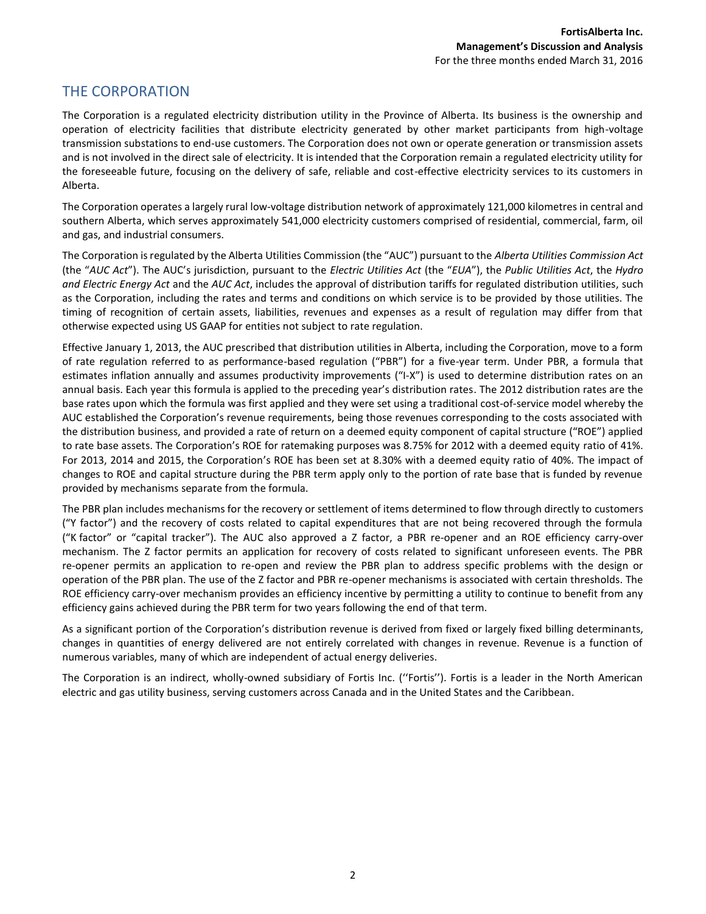# THE CORPORATION

The Corporation is a regulated electricity distribution utility in the Province of Alberta. Its business is the ownership and operation of electricity facilities that distribute electricity generated by other market participants from high-voltage transmission substations to end-use customers. The Corporation does not own or operate generation or transmission assets and is not involved in the direct sale of electricity. It is intended that the Corporation remain a regulated electricity utility for the foreseeable future, focusing on the delivery of safe, reliable and cost-effective electricity services to its customers in Alberta.

The Corporation operates a largely rural low-voltage distribution network of approximately 121,000 kilometres in central and southern Alberta, which serves approximately 541,000 electricity customers comprised of residential, commercial, farm, oil and gas, and industrial consumers.

The Corporation is regulated by the Alberta Utilities Commission (the "AUC") pursuant to the *Alberta Utilities Commission Act* (the "*AUC Act*"). The AUC's jurisdiction, pursuant to the *Electric Utilities Act* (the "*EUA*"), the *Public Utilities Act*, the *Hydro and Electric Energy Act* and the *AUC Act*, includes the approval of distribution tariffs for regulated distribution utilities, such as the Corporation, including the rates and terms and conditions on which service is to be provided by those utilities. The timing of recognition of certain assets, liabilities, revenues and expenses as a result of regulation may differ from that otherwise expected using US GAAP for entities not subject to rate regulation.

Effective January 1, 2013, the AUC prescribed that distribution utilities in Alberta, including the Corporation, move to a form of rate regulation referred to as performance-based regulation ("PBR") for a five-year term. Under PBR, a formula that estimates inflation annually and assumes productivity improvements ("I-X") is used to determine distribution rates on an annual basis. Each year this formula is applied to the preceding year's distribution rates. The 2012 distribution rates are the base rates upon which the formula was first applied and they were set using a traditional cost-of-service model whereby the AUC established the Corporation's revenue requirements, being those revenues corresponding to the costs associated with the distribution business, and provided a rate of return on a deemed equity component of capital structure ("ROE") applied to rate base assets. The Corporation's ROE for ratemaking purposes was 8.75% for 2012 with a deemed equity ratio of 41%. For 2013, 2014 and 2015, the Corporation's ROE has been set at 8.30% with a deemed equity ratio of 40%. The impact of changes to ROE and capital structure during the PBR term apply only to the portion of rate base that is funded by revenue provided by mechanisms separate from the formula.

The PBR plan includes mechanisms for the recovery or settlement of items determined to flow through directly to customers ("Y factor") and the recovery of costs related to capital expenditures that are not being recovered through the formula ("K factor" or "capital tracker"). The AUC also approved a Z factor, a PBR re-opener and an ROE efficiency carry-over mechanism. The Z factor permits an application for recovery of costs related to significant unforeseen events. The PBR re-opener permits an application to re-open and review the PBR plan to address specific problems with the design or operation of the PBR plan. The use of the Z factor and PBR re-opener mechanisms is associated with certain thresholds. The ROE efficiency carry-over mechanism provides an efficiency incentive by permitting a utility to continue to benefit from any efficiency gains achieved during the PBR term for two years following the end of that term.

As a significant portion of the Corporation's distribution revenue is derived from fixed or largely fixed billing determinants, changes in quantities of energy delivered are not entirely correlated with changes in revenue. Revenue is a function of numerous variables, many of which are independent of actual energy deliveries.

The Corporation is an indirect, wholly-owned subsidiary of Fortis Inc. (''Fortis''). Fortis is a leader in the North American electric and gas utility business, serving customers across Canada and in the United States and the Caribbean.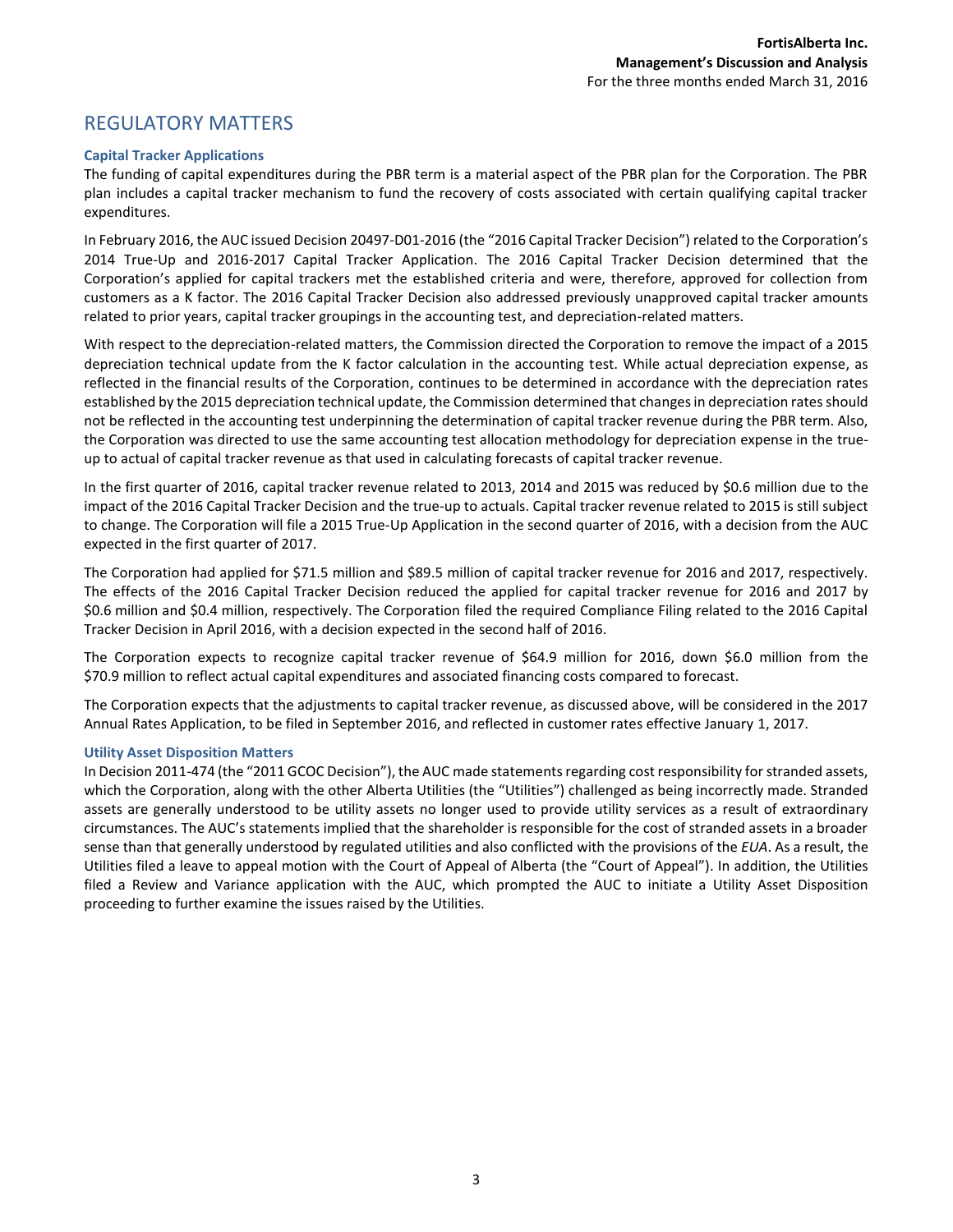## REGULATORY MATTERS

### Capital Tracker Applications

The funding of capital expenditures during the PBR term is a material aspect of the PBR plan for the Corporation. The PBR plan includes a capital tracker mechanism to fund the recovery of costs associated with certain qualifying capital tracker expenditures.

In February 2016, the AUC issued Decision 20497-D01-2016 (the "2016 Capital Tracker Decision") related to the Corporation's 2014 True-Up and 2016-2017 Capital Tracker Application. The 2016 Capital Tracker Decision determined that the Corporation's applied for capital trackers met the established criteria and were, therefore, approved for collection from customers as a K factor. The 2016 Capital Tracker Decision also addressed previously unapproved capital tracker amounts related to prior years, capital tracker groupings in the accounting test, and depreciation-related matters.

With respect to the depreciation-related matters, the Commission directed the Corporation to remove the impact of a 2015 depreciation technical update from the K factor calculation in the accounting test. While actual depreciation expense, as reflected in the financial results of the Corporation, continues to be determined in accordance with the depreciation rates established by the 2015 depreciation technical update, the Commission determined that changes in depreciation rates should not be reflected in the accounting test underpinning the determination of capital tracker revenue during the PBR term. Also, the Corporation was directed to use the same accounting test allocation methodology for depreciation expense in the true-up to actual of capital tracker revenue as that used in calculating forecasts of capital tracker revenue.

In the first quarter of 2016, capital tracker revenue related to 2013, 2014 and 2015 was reduced by $0.6 million due to the impact of the 2016 Capital Tracker Decision and the true-up to actuals. Capital tracker revenue related to 2015 is still subject to change. The Corporation will file a 2015 True-Up Application in the second quarter of 2016, with a decision from the AUC expected in the first quarter of 2017.

The Corporation had applied for $71.5 million and $89.5 million of capital tracker revenue for 2016 and 2017, respectively. The effects of the 2016 Capital Tracker Decision reduced the applied for capital tracker revenue for 2016 and 2017 by $0.6 million and $0.4 million, respectively. The Corporation filed the required Compliance Filing related to the 2016 Capital Tracker Decision in April 2016, with a decision expected in the second half of 2016.

The Corporation expects to recognize capital tracker revenue of $64.9 million for 2016, down $6.0 million from the $70.9 million to reflect actual capital expenditures and associated financing costs compared to forecast.

The Corporation expects that the adjustments to capital tracker revenue, as discussed above, will be considered in the 2017 Annual Rates Application, to be filed in September 2016, and reflected in customer rates effective January 1, 2017.

### Utility Asset Disposition Matters

In Decision 2011-474 (the "2011 GCOC Decision"), the AUC made statements regarding cost responsibility for stranded assets, which the Corporation, along with the other Alberta Utilities (the "Utilities") challenged as being incorrectly made. Stranded assets are generally understood to be utility assets no longer used to provide utility services as a result of extraordinary circumstances. The AUC's statements implied that the shareholder is responsible for the cost of stranded assets in a broader sense than that generally understood by regulated utilities and also conflicted with the provisions of the *EUA*. As a result, the Utilities filed a leave to appeal motion with the Court of Appeal of Alberta (the "Court of Appeal"). In addition, the Utilities filed a Review and Variance application with the AUC, which prompted the AUC to initiate a Utility Asset Disposition proceeding to further examine the issues raised by the Utilities.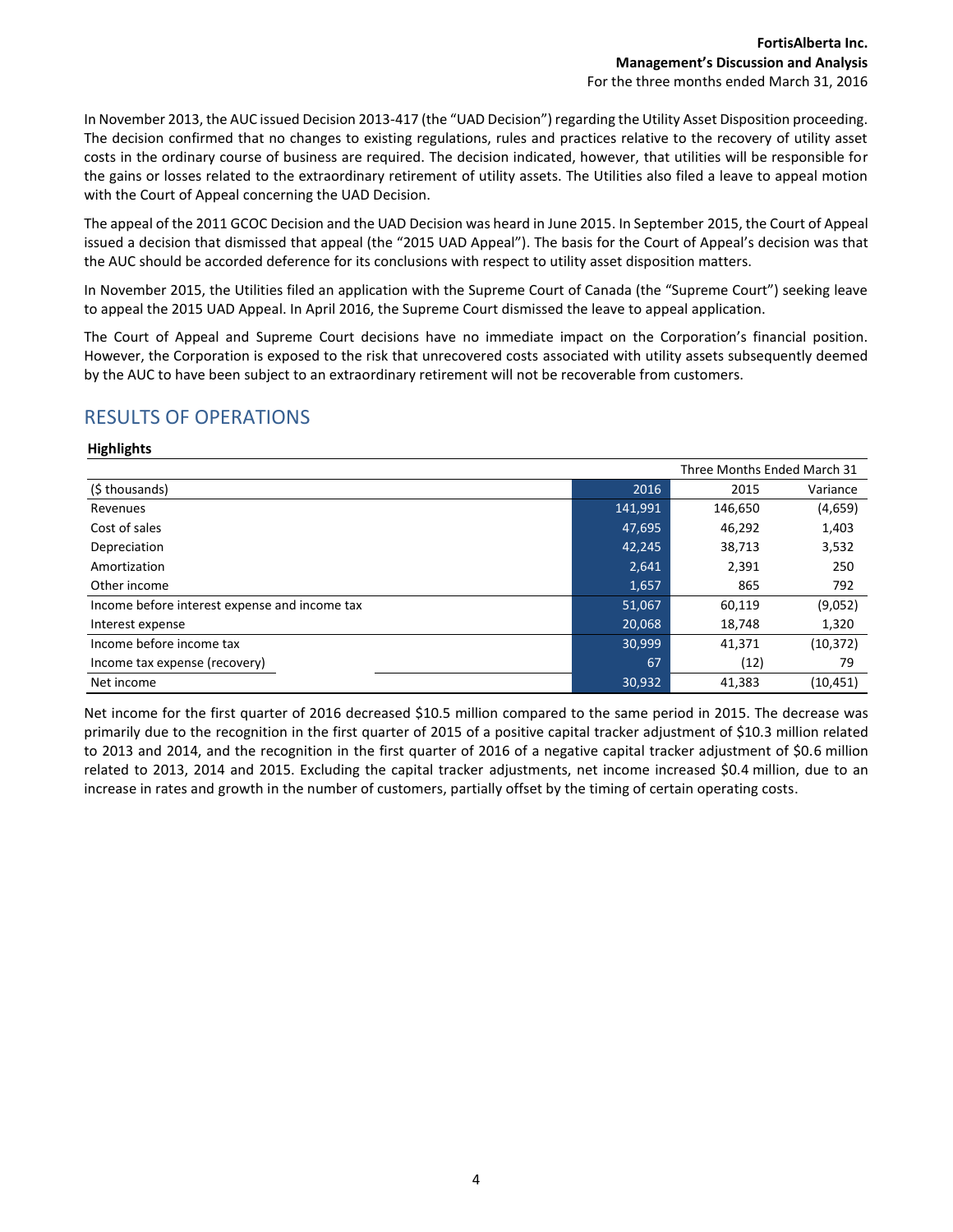In November 2013, the AUC issued Decision 2013-417 (the "UAD Decision") regarding the Utility Asset Disposition proceeding. The decision confirmed that no changes to existing regulations, rules and practices relative to the recovery of utility asset costs in the ordinary course of business are required. The decision indicated, however, that utilities will be responsible for the gains or losses related to the extraordinary retirement of utility assets. The Utilities also filed a leave to appeal motion with the Court of Appeal concerning the UAD Decision.

The appeal of the 2011 GCOC Decision and the UAD Decision was heard in June 2015. In September 2015, the Court of Appeal issued a decision that dismissed that appeal (the "2015 UAD Appeal"). The basis for the Court of Appeal's decision was that the AUC should be accorded deference for its conclusions with respect to utility asset disposition matters.

In November 2015, the Utilities filed an application with the Supreme Court of Canada (the "Supreme Court") seeking leave to appeal the 2015 UAD Appeal. In April 2016, the Supreme Court dismissed the leave to appeal application.

The Court of Appeal and Supreme Court decisions have no immediate impact on the Corporation's financial position. However, the Corporation is exposed to the risk that unrecovered costs associated with utility assets subsequently deemed by the AUC to have been subject to an extraordinary retirement will not be recoverable from customers.

## RESULTS OF OPERATIONS

**Highlights**

| | Three Months Ended March 31 | | |
|---|---|---|---|
| ($ thousands) | 2016 | 2015 | Variance |
| Revenues | 141,991 | 146,650 | (4,659) |
| Cost of sales | 47,695 | 46,292 | 1,403 |
| Depreciation | 42,245 | 38,713 | 3,532 |
| Amortization | 2,641 | 2,391 | 250 |
| Other income | 1,657 | 865 | 792 |
| Income before interest expense and income tax | 51,067 | 60,119 | (9,052) |
| Interest expense | 20,068 | 18,748 | 1,320 |
| Income before income tax | 30,999 | 41,371 | (10,372) |
| Income tax expense (recovery) | 67 | (12) | 79 |
| Net income | 30,932 | 41,383 | (10,451) |

Net income for the first quarter of 2016 decreased $10.5 million compared to the same period in 2015. The decrease was primarily due to the recognition in the first quarter of 2015 of a positive capital tracker adjustment of $10.3 million related to 2013 and 2014, and the recognition in the first quarter of 2016 of a negative capital tracker adjustment of $0.6 million related to 2013, 2014 and 2015. Excluding the capital tracker adjustments, net income increased $0.4 million, due to an increase in rates and growth in the number of customers, partially offset by the timing of certain operating costs.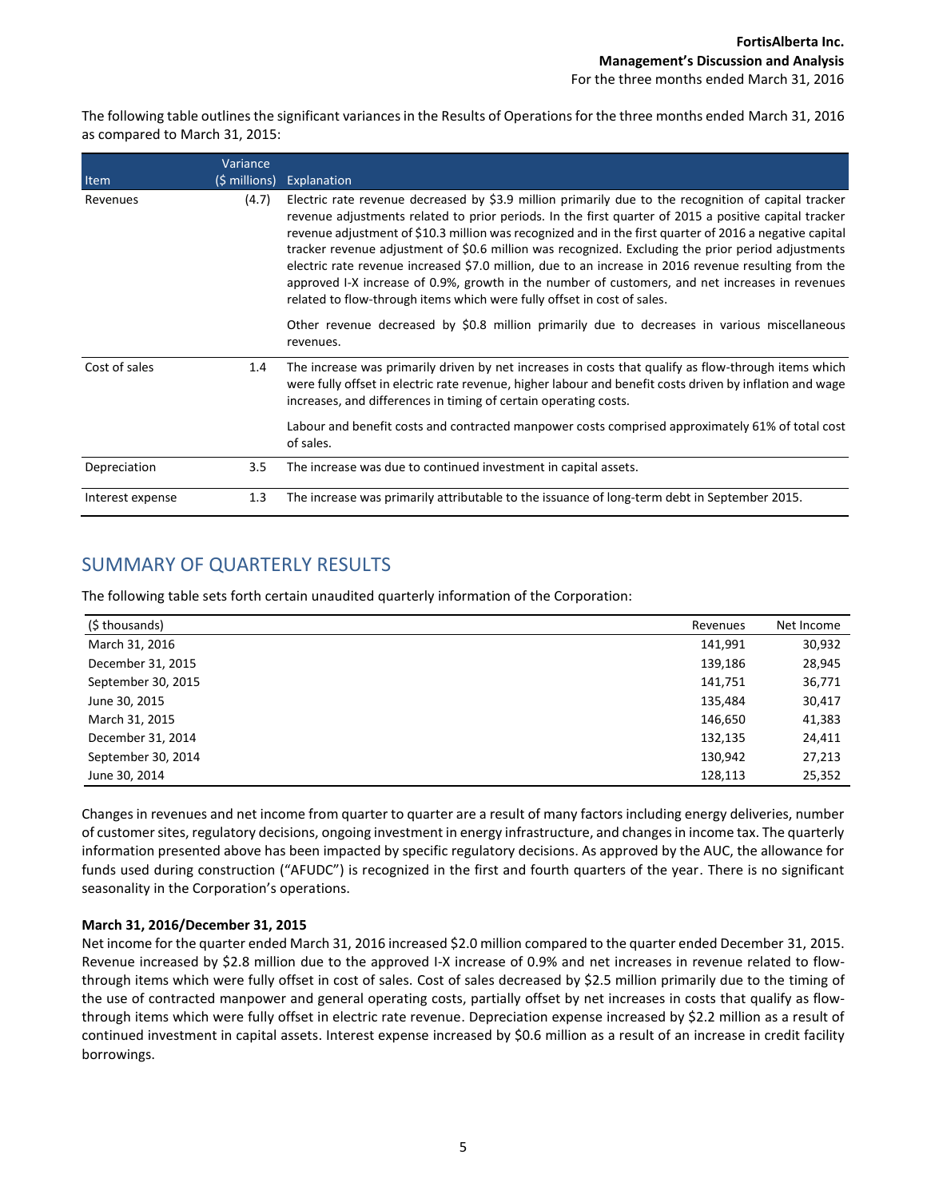The following table outlines the significant variances in the Results of Operations for the three months ended March 31, 2016 as compared to March 31, 2015:

| Item | Variance ($ millions) | Explanation |
|---|---|---|
| Revenues | (4.7) | Electric rate revenue decreased by $3.9 million primarily due to the recognition of capital tracker revenue adjustments related to prior periods. In the first quarter of 2015 a positive capital tracker revenue adjustment of $10.3 million was recognized and in the first quarter of 2016 a negative capital tracker revenue adjustment of $0.6 million was recognized. Excluding the prior period adjustments electric rate revenue increased $7.0 million, due to an increase in 2016 revenue resulting from the approved I-X increase of 0.9%, growth in the number of customers, and net increases in revenues related to flow-through items which were fully offset in cost of sales.<br><br>Other revenue decreased by $0.8 million primarily due to decreases in various miscellaneous revenues. |
| Cost of sales | 1.4 | The increase was primarily driven by net increases in costs that qualify as flow-through items which were fully offset in electric rate revenue, higher labour and benefit costs driven by inflation and wage increases, and differences in timing of certain operating costs.<br><br>Labour and benefit costs and contracted manpower costs comprised approximately 61% of total cost of sales. |
| Depreciation | 3.5 | The increase was due to continued investment in capital assets. |
| Interest expense | 1.3 | The increase was primarily attributable to the issuance of long-term debt in September 2015. |

## SUMMARY OF QUARTERLY RESULTS

The following table sets forth certain unaudited quarterly information of the Corporation:

| ($ thousands) | Revenues | Net Income |
|---|---|---|
| March 31, 2016 | 141,991 | 30,932 |
| December 31, 2015 | 139,186 | 28,945 |
| September 30, 2015 | 141,751 | 36,771 |
| June 30, 2015 | 135,484 | 30,417 |
| March 31, 2015 | 146,650 | 41,383 |
| December 31, 2014 | 132,135 | 24,411 |
| September 30, 2014 | 130,942 | 27,213 |
| June 30, 2014 | 128,113 | 25,352 |

Changes in revenues and net income from quarter to quarter are a result of many factors including energy deliveries, number of customer sites, regulatory decisions, ongoing investment in energy infrastructure, and changes in income tax. The quarterly information presented above has been impacted by specific regulatory decisions. As approved by the AUC, the allowance for funds used during construction ("AFUDC") is recognized in the first and fourth quarters of the year. There is no significant seasonality in the Corporation's operations.

**March 31, 2016/December 31, 2015**

Net income for the quarter ended March 31, 2016 increased $2.0 million compared to the quarter ended December 31, 2015. Revenue increased by $2.8 million due to the approved I-X increase of 0.9% and net increases in revenue related to flow-through items which were fully offset in cost of sales. Cost of sales decreased by $2.5 million primarily due to the timing of the use of contracted manpower and general operating costs, partially offset by net increases in costs that qualify as flow-through items which were fully offset in electric rate revenue. Depreciation expense increased by $2.2 million as a result of continued investment in capital assets. Interest expense increased by $0.6 million as a result of an increase in credit facility borrowings.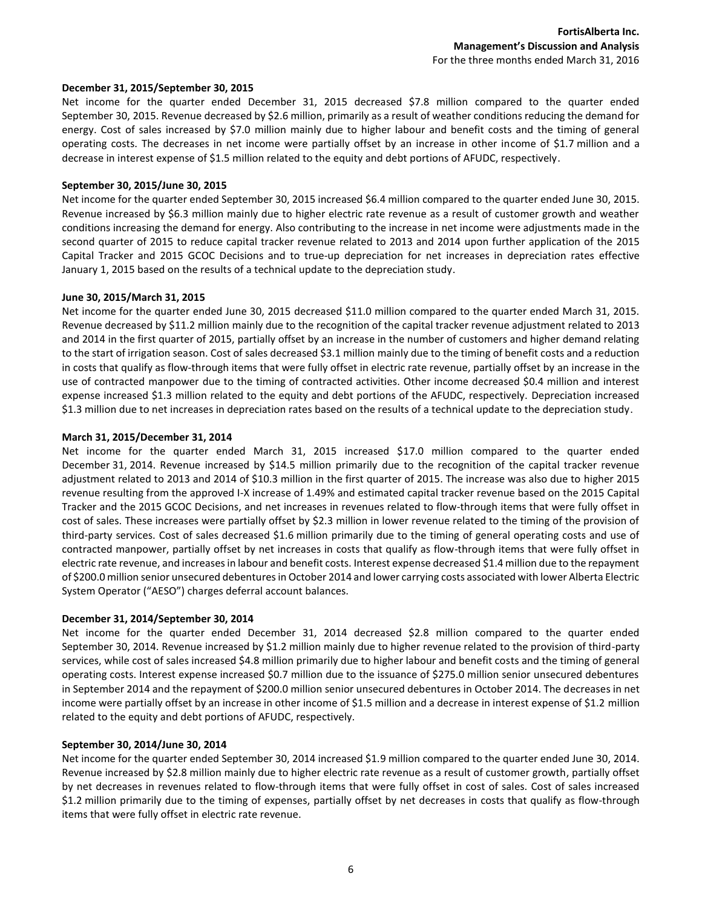**December 31, 2015/September 30, 2015**

Net income for the quarter ended December 31, 2015 decreased $7.8 million compared to the quarter ended September 30, 2015. Revenue decreased by $2.6 million, primarily as a result of weather conditions reducing the demand for energy. Cost of sales increased by $7.0 million mainly due to higher labour and benefit costs and the timing of general operating costs. The decreases in net income were partially offset by an increase in other income of $1.7 million and a decrease in interest expense of $1.5 million related to the equity and debt portions of AFUDC, respectively.

**September 30, 2015/June 30, 2015**

Net income for the quarter ended September 30, 2015 increased $6.4 million compared to the quarter ended June 30, 2015. Revenue increased by $6.3 million mainly due to higher electric rate revenue as a result of customer growth and weather conditions increasing the demand for energy. Also contributing to the increase in net income were adjustments made in the second quarter of 2015 to reduce capital tracker revenue related to 2013 and 2014 upon further application of the 2015 Capital Tracker and 2015 GCOC Decisions and to true-up depreciation for net increases in depreciation rates effective January 1, 2015 based on the results of a technical update to the depreciation study.

**June 30, 2015/March 31, 2015**

Net income for the quarter ended June 30, 2015 decreased $11.0 million compared to the quarter ended March 31, 2015. Revenue decreased by $11.2 million mainly due to the recognition of the capital tracker revenue adjustment related to 2013 and 2014 in the first quarter of 2015, partially offset by an increase in the number of customers and higher demand relating to the start of irrigation season. Cost of sales decreased $3.1 million mainly due to the timing of benefit costs and a reduction in costs that qualify as flow-through items that were fully offset in electric rate revenue, partially offset by an increase in the use of contracted manpower due to the timing of contracted activities. Other income decreased $0.4 million and interest expense increased $1.3 million related to the equity and debt portions of the AFUDC, respectively. Depreciation increased $1.3 million due to net increases in depreciation rates based on the results of a technical update to the depreciation study.

**March 31, 2015/December 31, 2014**

Net income for the quarter ended March 31, 2015 increased $17.0 million compared to the quarter ended December 31, 2014. Revenue increased by $14.5 million primarily due to the recognition of the capital tracker revenue adjustment related to 2013 and 2014 of $10.3 million in the first quarter of 2015. The increase was also due to higher 2015 revenue resulting from the approved I-X increase of 1.49% and estimated capital tracker revenue based on the 2015 Capital Tracker and the 2015 GCOC Decisions, and net increases in revenues related to flow-through items that were fully offset in cost of sales. These increases were partially offset by $2.3 million in lower revenue related to the timing of the provision of third-party services. Cost of sales decreased $1.6 million primarily due to the timing of general operating costs and use of contracted manpower, partially offset by net increases in costs that qualify as flow-through items that were fully offset in electric rate revenue, and increases in labour and benefit costs. Interest expense decreased $1.4 million due to the repayment of $200.0 million senior unsecured debentures in October 2014 and lower carrying costs associated with lower Alberta Electric System Operator ("AESO") charges deferral account balances.

**December 31, 2014/September 30, 2014**

Net income for the quarter ended December 31, 2014 decreased $2.8 million compared to the quarter ended September 30, 2014. Revenue increased by $1.2 million mainly due to higher revenue related to the provision of third-party services, while cost of sales increased $4.8 million primarily due to higher labour and benefit costs and the timing of general operating costs. Interest expense increased $0.7 million due to the issuance of $275.0 million senior unsecured debentures in September 2014 and the repayment of $200.0 million senior unsecured debentures in October 2014. The decreases in net income were partially offset by an increase in other income of $1.5 million and a decrease in interest expense of $1.2 million related to the equity and debt portions of AFUDC, respectively.

**September 30, 2014/June 30, 2014**

Net income for the quarter ended September 30, 2014 increased $1.9 million compared to the quarter ended June 30, 2014. Revenue increased by $2.8 million mainly due to higher electric rate revenue as a result of customer growth, partially offset by net decreases in revenues related to flow-through items that were fully offset in cost of sales. Cost of sales increased $1.2 million primarily due to the timing of expenses, partially offset by net decreases in costs that qualify as flow-through items that were fully offset in electric rate revenue.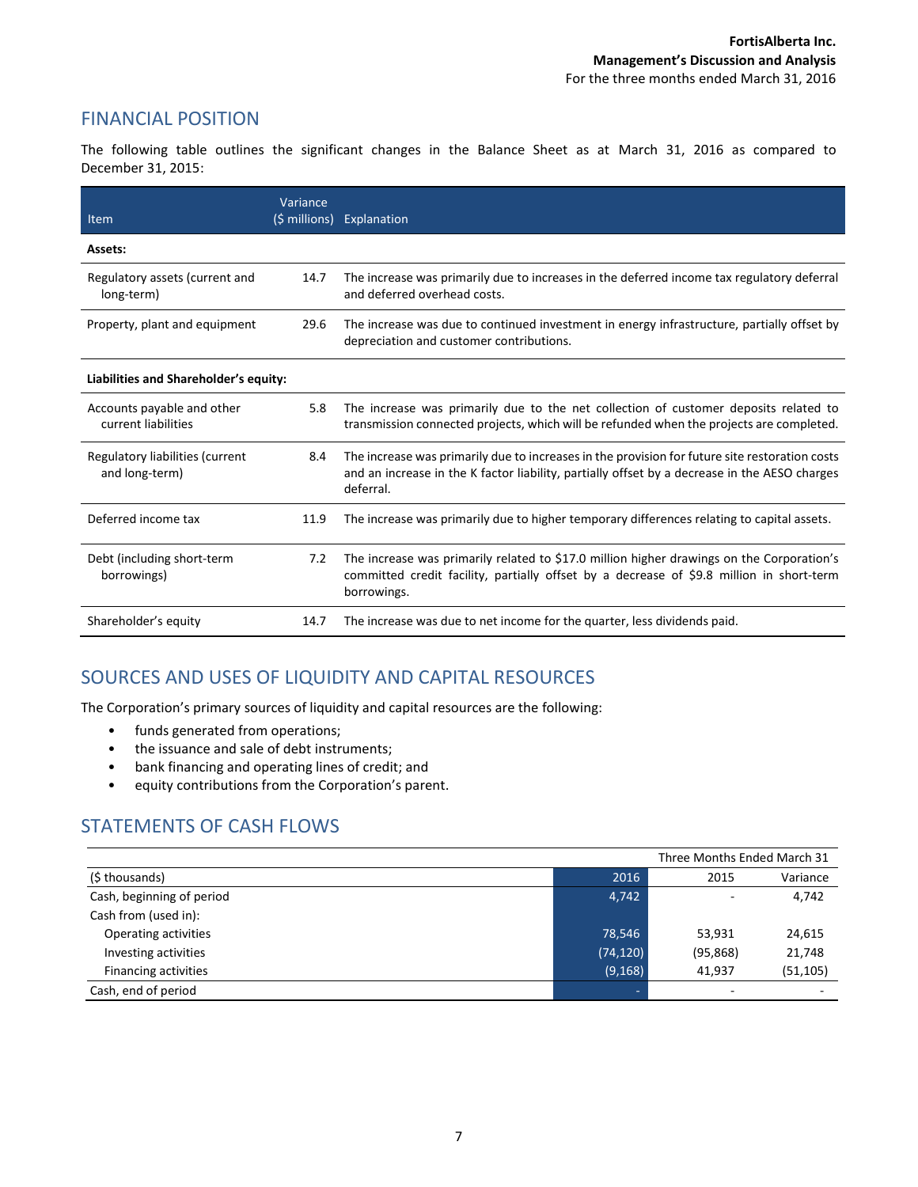## FINANCIAL POSITION

The following table outlines the significant changes in the Balance Sheet as at March 31, 2016 as compared to December 31, 2015:

| Item | Variance ($ millions) | Explanation |
|---|---|---|
| **Assets:** | | |
| Regulatory assets (current and long-term) | 14.7 | The increase was primarily due to increases in the deferred income tax regulatory deferral and deferred overhead costs. |
| Property, plant and equipment | 29.6 | The increase was due to continued investment in energy infrastructure, partially offset by depreciation and customer contributions. |
| **Liabilities and Shareholder's equity:** | | |
| Accounts payable and other current liabilities | 5.8 | The increase was primarily due to the net collection of customer deposits related to transmission connected projects, which will be refunded when the projects are completed. |
| Regulatory liabilities (current and long-term) | 8.4 | The increase was primarily due to increases in the provision for future site restoration costs and an increase in the K factor liability, partially offset by a decrease in the AESO charges deferral. |
| Deferred income tax | 11.9 | The increase was primarily due to higher temporary differences relating to capital assets. |
| Debt (including short-term borrowings) | 7.2 | The increase was primarily related to $17.0 million higher drawings on the Corporation's committed credit facility, partially offset by a decrease of $9.8 million in short-term borrowings. |
| Shareholder's equity | 14.7 | The increase was due to net income for the quarter, less dividends paid. |

## SOURCES AND USES OF LIQUIDITY AND CAPITAL RESOURCES

The Corporation's primary sources of liquidity and capital resources are the following:

- funds generated from operations;
- the issuance and sale of debt instruments;
- bank financing and operating lines of credit; and
- equity contributions from the Corporation's parent.

## STATEMENTS OF CASH FLOWS

| | Three Months Ended March 31 | | |
|---|---|---|---|
| ($ thousands) | 2016 | 2015 | Variance |
| Cash, beginning of period | 4,742 | - | 4,742 |
| Cash from (used in): | | | |
| Operating activities | 78,546 | 53,931 | 24,615 |
| Investing activities | (74,120) | (95,868) | 21,748 |
| Financing activities | (9,168) | 41,937 | (51,105) |
| Cash, end of period | - | - | - |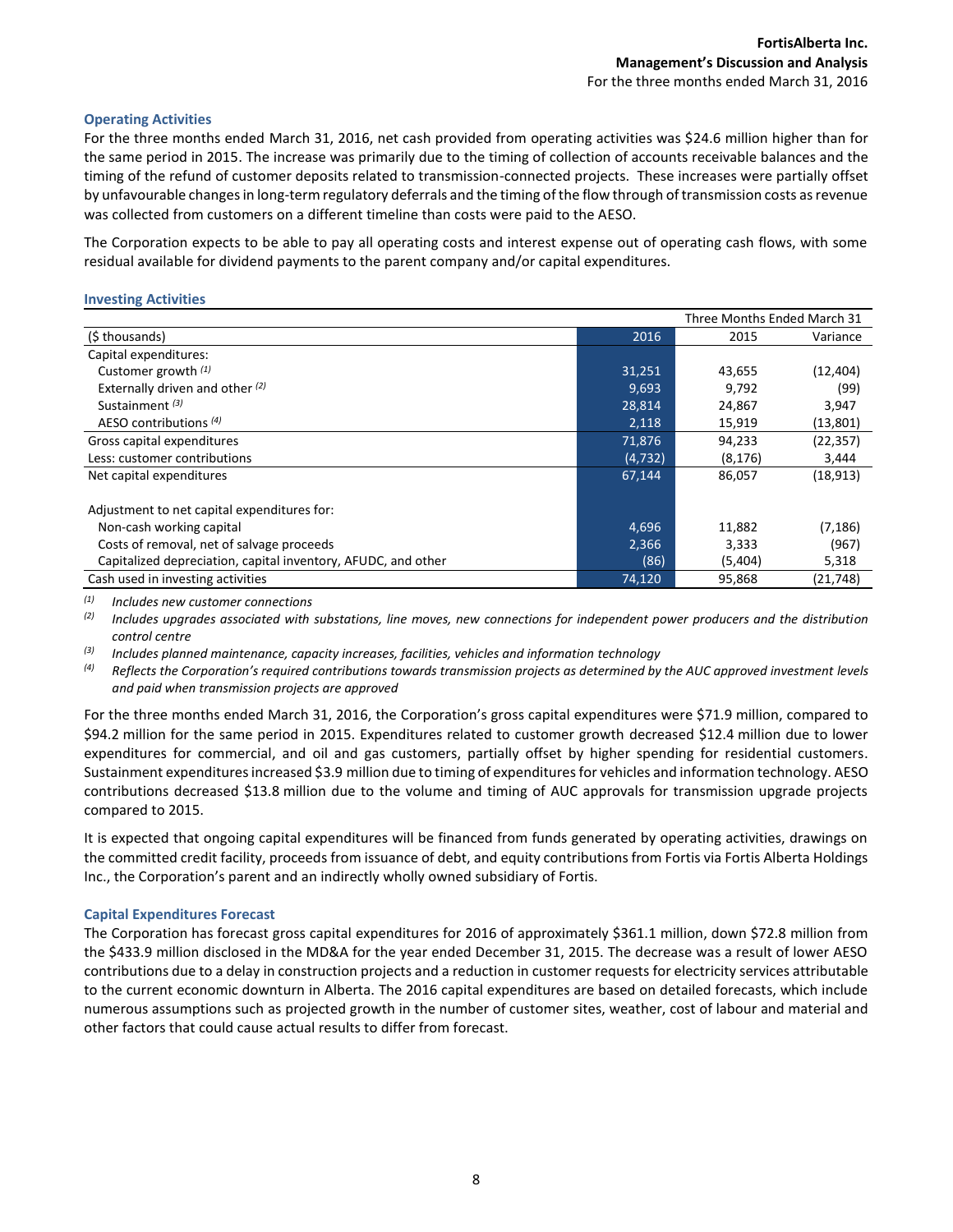### Operating Activities

For the three months ended March 31, 2016, net cash provided from operating activities was $24.6 million higher than for the same period in 2015. The increase was primarily due to the timing of collection of accounts receivable balances and the timing of the refund of customer deposits related to transmission-connected projects. These increases were partially offset by unfavourable changes in long-term regulatory deferrals and the timing of the flow through of transmission costs as revenue was collected from customers on a different timeline than costs were paid to the AESO.

The Corporation expects to be able to pay all operating costs and interest expense out of operating cash flows, with some residual available for dividend payments to the parent company and/or capital expenditures.

### Investing Activities

| | Three Months Ended March 31 | | |
|---|---|---|---|
| ($ thousands) | 2016 | 2015 | Variance |
| Capital expenditures: | | | |
| Customer growth *(1)* | 31,251 | 43,655 | (12,404) |
| Externally driven and other *(2)* | 9,693 | 9,792 | (99) |
| Sustainment *(3)* | 28,814 | 24,867 | 3,947 |
| AESO contributions *(4)* | 2,118 | 15,919 | (13,801) |
| Gross capital expenditures | 71,876 | 94,233 | (22,357) |
| Less: customer contributions | (4,732) | (8,176) | 3,444 |
| Net capital expenditures | 67,144 | 86,057 | (18,913) |
| | | | |
| Adjustment to net capital expenditures for: | | | |
| Non-cash working capital | 4,696 | 11,882 | (7,186) |
| Costs of removal, net of salvage proceeds | 2,366 | 3,333 | (967) |
| Capitalized depreciation, capital inventory, AFUDC, and other | (86) | (5,404) | 5,318 |
| Cash used in investing activities | 74,120 | 95,868 | (21,748) |

*(1) Includes new customer connections*

*(2) Includes upgrades associated with substations, line moves, new connections for independent power producers and the distribution control centre*

*(3) Includes planned maintenance, capacity increases, facilities, vehicles and information technology*

*(4) Reflects the Corporation's required contributions towards transmission projects as determined by the AUC approved investment levels and paid when transmission projects are approved*

For the three months ended March 31, 2016, the Corporation's gross capital expenditures were $71.9 million, compared to $94.2 million for the same period in 2015. Expenditures related to customer growth decreased $12.4 million due to lower expenditures for commercial, and oil and gas customers, partially offset by higher spending for residential customers. Sustainment expenditures increased $3.9 million due to timing of expenditures for vehicles and information technology. AESO contributions decreased $13.8 million due to the volume and timing of AUC approvals for transmission upgrade projects compared to 2015.

It is expected that ongoing capital expenditures will be financed from funds generated by operating activities, drawings on the committed credit facility, proceeds from issuance of debt, and equity contributions from Fortis via Fortis Alberta Holdings Inc., the Corporation's parent and an indirectly wholly owned subsidiary of Fortis.

### Capital Expenditures Forecast

The Corporation has forecast gross capital expenditures for 2016 of approximately $361.1 million, down $72.8 million from the $433.9 million disclosed in the MD&A for the year ended December 31, 2015. The decrease was a result of lower AESO contributions due to a delay in construction projects and a reduction in customer requests for electricity services attributable to the current economic downturn in Alberta. The 2016 capital expenditures are based on detailed forecasts, which include numerous assumptions such as projected growth in the number of customer sites, weather, cost of labour and material and other factors that could cause actual results to differ from forecast.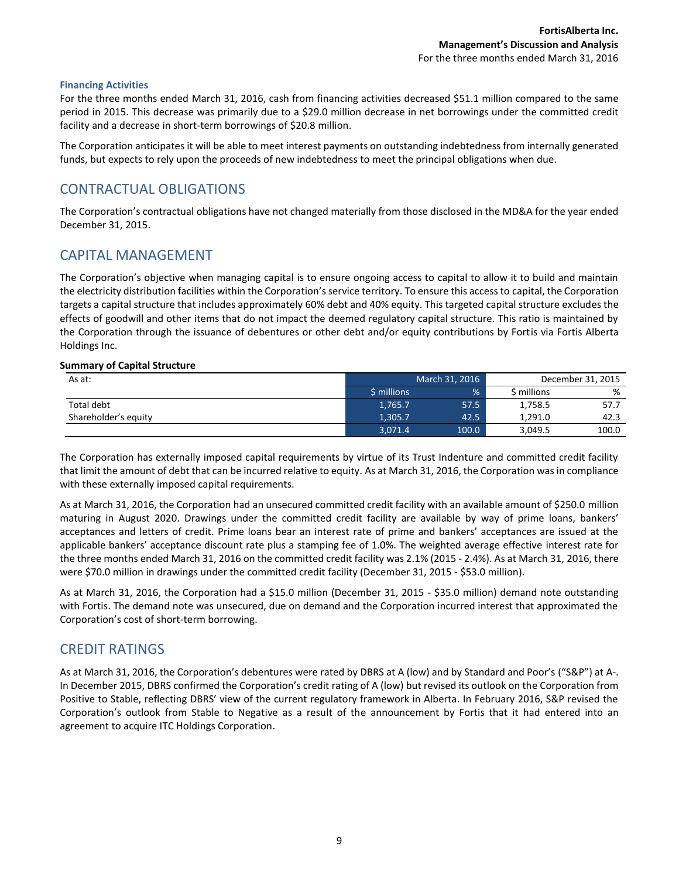#### Financing Activities

For the three months ended March 31, 2016, cash from financing activities decreased $51.1 million compared to the same period in 2015. This decrease was primarily due to a $29.0 million decrease in net borrowings under the committed credit facility and a decrease in short-term borrowings of $20.8 million.

The Corporation anticipates it will be able to meet interest payments on outstanding indebtedness from internally generated funds, but expects to rely upon the proceeds of new indebtedness to meet the principal obligations when due.

## CONTRACTUAL OBLIGATIONS

The Corporation's contractual obligations have not changed materially from those disclosed in the MD&A for the year ended December 31, 2015.

## CAPITAL MANAGEMENT

The Corporation's objective when managing capital is to ensure ongoing access to capital to allow it to build and maintain the electricity distribution facilities within the Corporation's service territory. To ensure this access to capital, the Corporation targets a capital structure that includes approximately 60% debt and 40% equity. This targeted capital structure excludes the effects of goodwill and other items that do not impact the deemed regulatory capital structure. This ratio is maintained by the Corporation through the issuance of debentures or other debt and/or equity contributions by Fortis via Fortis Alberta Holdings Inc.

**Summary of Capital Structure**

| As at: | March 31, 2016 | | December 31, 2015 | |
|---|---|---|---|---|
| | $ millions | % | $ millions | % |
| Total debt | 1,765.7 | 57.5 | 1,758.5 | 57.7 |
| Shareholder's equity | 1,305.7 | 42.5 | 1,291.0 | 42.3 |
| | 3,071.4 | 100.0 | 3,049.5 | 100.0 |

The Corporation has externally imposed capital requirements by virtue of its Trust Indenture and committed credit facility that limit the amount of debt that can be incurred relative to equity. As at March 31, 2016, the Corporation was in compliance with these externally imposed capital requirements.

As at March 31, 2016, the Corporation had an unsecured committed credit facility with an available amount of $250.0 million maturing in August 2020. Drawings under the committed credit facility are available by way of prime loans, bankers' acceptances and letters of credit. Prime loans bear an interest rate of prime and bankers' acceptances are issued at the applicable bankers' acceptance discount rate plus a stamping fee of 1.0%. The weighted average effective interest rate for the three months ended March 31, 2016 on the committed credit facility was 2.1% (2015 - 2.4%). As at March 31, 2016, there were $70.0 million in drawings under the committed credit facility (December 31, 2015 - $53.0 million).

As at March 31, 2016, the Corporation had a $15.0 million (December 31, 2015 - $35.0 million) demand note outstanding with Fortis. The demand note was unsecured, due on demand and the Corporation incurred interest that approximated the Corporation's cost of short-term borrowing.

## CREDIT RATINGS

As at March 31, 2016, the Corporation's debentures were rated by DBRS at A (low) and by Standard and Poor's ("S&P") at A-. In December 2015, DBRS confirmed the Corporation's credit rating of A (low) but revised its outlook on the Corporation from Positive to Stable, reflecting DBRS' view of the current regulatory framework in Alberta. In February 2016, S&P revised the Corporation's outlook from Stable to Negative as a result of the announcement by Fortis that it had entered into an agreement to acquire ITC Holdings Corporation.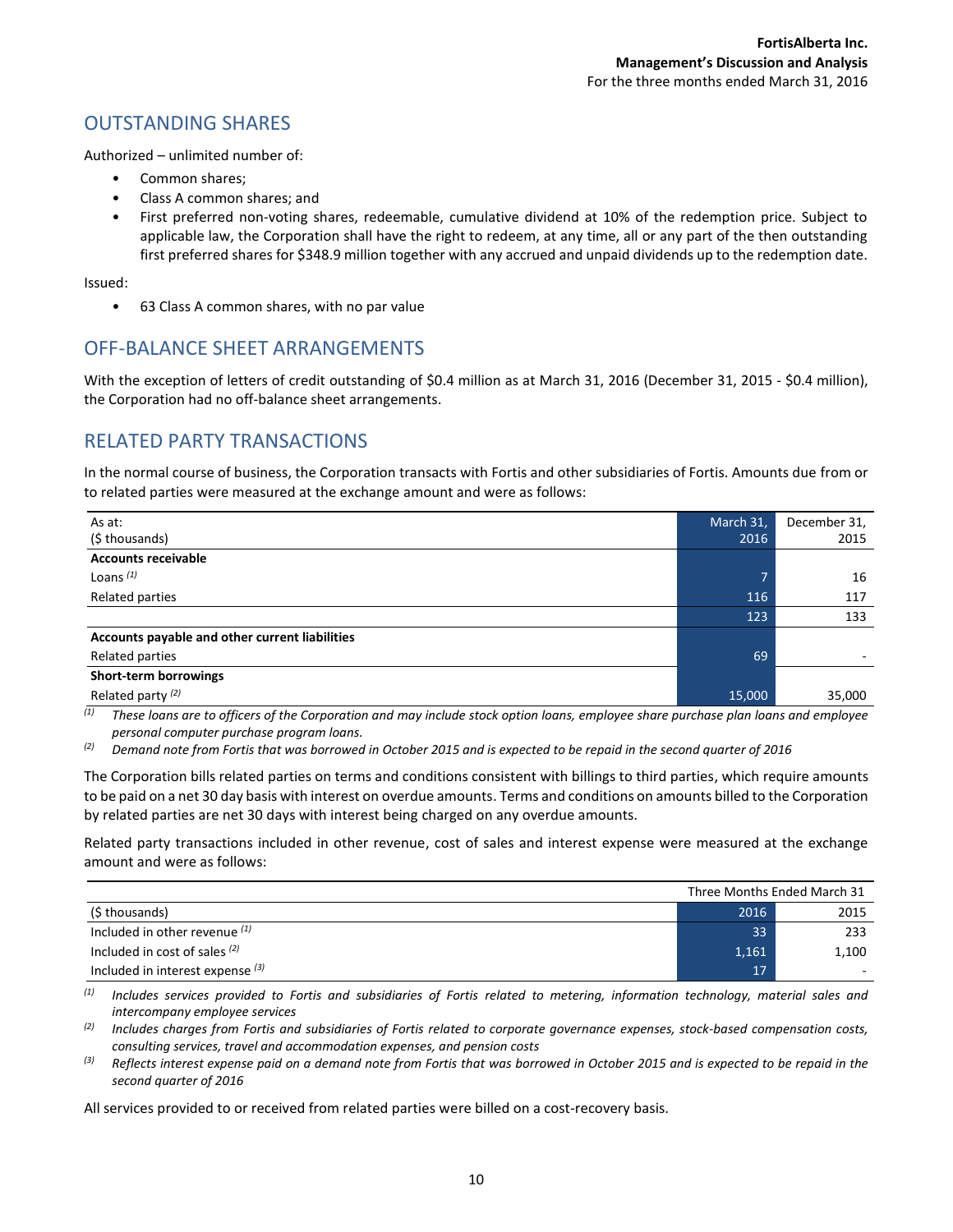## OUTSTANDING SHARES

Authorized – unlimited number of:

- Common shares;
- Class A common shares; and
- First preferred non-voting shares, redeemable, cumulative dividend at 10% of the redemption price. Subject to applicable law, the Corporation shall have the right to redeem, at any time, all or any part of the then outstanding first preferred shares for $348.9 million together with any accrued and unpaid dividends up to the redemption date.

Issued:

- 63 Class A common shares, with no par value

## OFF-BALANCE SHEET ARRANGEMENTS

With the exception of letters of credit outstanding of $0.4 million as at March 31, 2016 (December 31, 2015 - $0.4 million), the Corporation had no off-balance sheet arrangements.

## RELATED PARTY TRANSACTIONS

In the normal course of business, the Corporation transacts with Fortis and other subsidiaries of Fortis. Amounts due from or to related parties were measured at the exchange amount and were as follows:

| As at: ($ thousands) | March 31, 2016 | December 31, 2015 |
|---|---|---|
| **Accounts receivable** | | |
| Loans [(1)] | 7 | 16 |
| Related parties | 116 | 117 |
| | 123 | 133 |
| **Accounts payable and other current liabilities** | | |
| Related parties | 69 | - |
| **Short-term borrowings** | | |
| Related party [(2)] | 15,000 | 35,000 |

*(1) These loans are to officers of the Corporation and may include stock option loans, employee share purchase plan loans and employee personal computer purchase program loans.*

*(2) Demand note from Fortis that was borrowed in October 2015 and is expected to be repaid in the second quarter of 2016*

The Corporation bills related parties on terms and conditions consistent with billings to third parties, which require amounts to be paid on a net 30 day basis with interest on overdue amounts. Terms and conditions on amounts billed to the Corporation by related parties are net 30 days with interest being charged on any overdue amounts.

Related party transactions included in other revenue, cost of sales and interest expense were measured at the exchange amount and were as follows:

| | Three Months Ended March 31 | |
|---|---|---|
| ($ thousands) | 2016 | 2015 |
| Included in other revenue [(1)] | 33 | 233 |
| Included in cost of sales [(2)] | 1,161 | 1,100 |
| Included in interest expense [(3)] | 17 | - |

*(1) Includes services provided to Fortis and subsidiaries of Fortis related to metering, information technology, material sales and intercompany employee services*

*(2) Includes charges from Fortis and subsidiaries of Fortis related to corporate governance expenses, stock-based compensation costs, consulting services, travel and accommodation expenses, and pension costs*

*(3) Reflects interest expense paid on a demand note from Fortis that was borrowed in October 2015 and is expected to be repaid in the second quarter of 2016*

All services provided to or received from related parties were billed on a cost-recovery basis.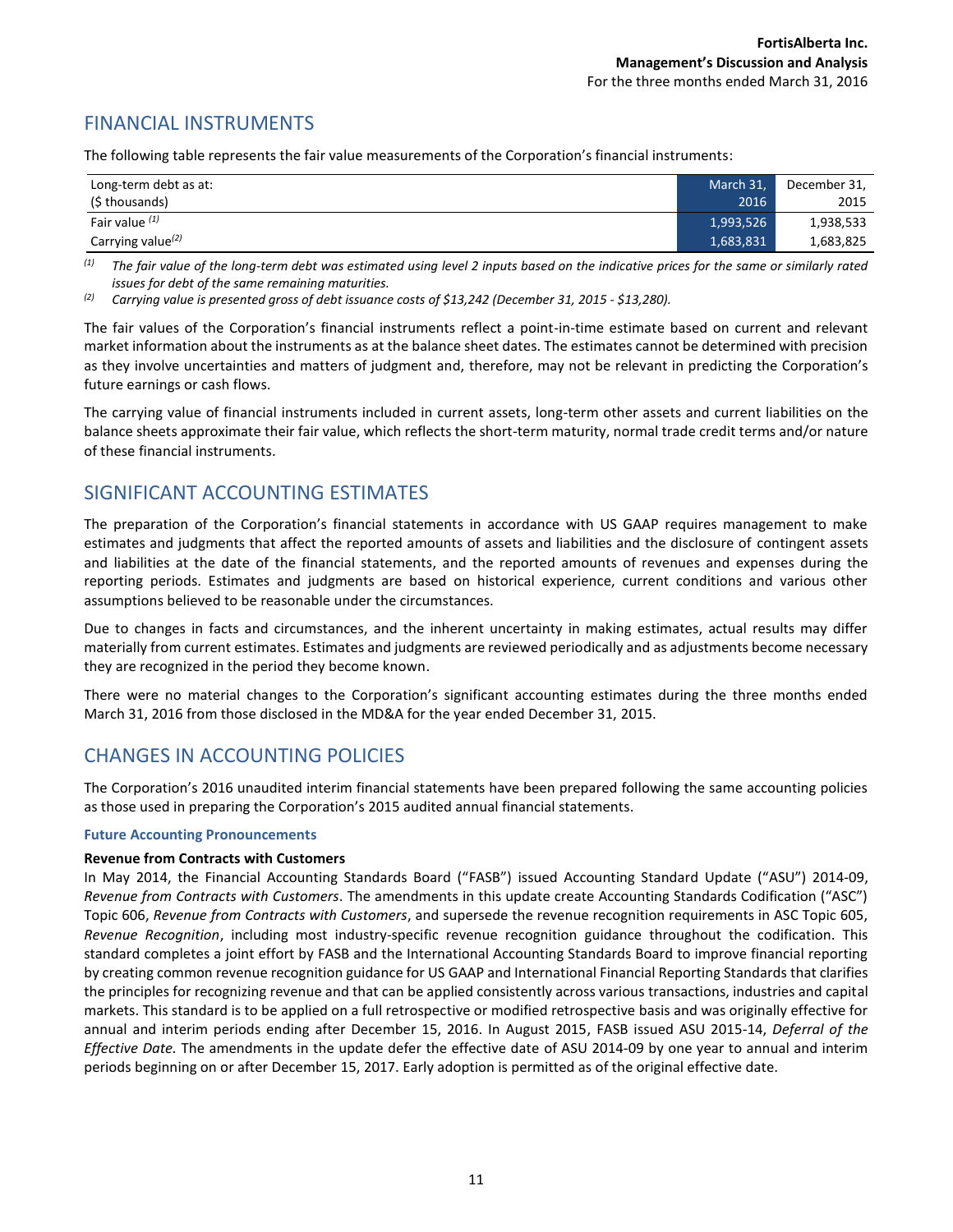## FINANCIAL INSTRUMENTS

The following table represents the fair value measurements of the Corporation's financial instruments:

| Long-term debt as at: ($ thousands) | March 31, 2016 | December 31, 2015 |
|---|---|---|
| Fair value [(1)] | 1,993,526 | 1,938,533 |
| Carrying value[(2)] | 1,683,831 | 1,683,825 |

*(1) The fair value of the long-term debt was estimated using level 2 inputs based on the indicative prices for the same or similarly rated issues for debt of the same remaining maturities.*

*(2) Carrying value is presented gross of debt issuance costs of $13,242 (December 31, 2015 - $13,280).*

The fair values of the Corporation's financial instruments reflect a point-in-time estimate based on current and relevant market information about the instruments as at the balance sheet dates. The estimates cannot be determined with precision as they involve uncertainties and matters of judgment and, therefore, may not be relevant in predicting the Corporation's future earnings or cash flows.

The carrying value of financial instruments included in current assets, long-term other assets and current liabilities on the balance sheets approximate their fair value, which reflects the short-term maturity, normal trade credit terms and/or nature of these financial instruments.

## SIGNIFICANT ACCOUNTING ESTIMATES

The preparation of the Corporation's financial statements in accordance with US GAAP requires management to make estimates and judgments that affect the reported amounts of assets and liabilities and the disclosure of contingent assets and liabilities at the date of the financial statements, and the reported amounts of revenues and expenses during the reporting periods. Estimates and judgments are based on historical experience, current conditions and various other assumptions believed to be reasonable under the circumstances.

Due to changes in facts and circumstances, and the inherent uncertainty in making estimates, actual results may differ materially from current estimates. Estimates and judgments are reviewed periodically and as adjustments become necessary they are recognized in the period they become known.

There were no material changes to the Corporation's significant accounting estimates during the three months ended March 31, 2016 from those disclosed in the MD&A for the year ended December 31, 2015.

## CHANGES IN ACCOUNTING POLICIES

The Corporation's 2016 unaudited interim financial statements have been prepared following the same accounting policies as those used in preparing the Corporation's 2015 audited annual financial statements.

### Future Accounting Pronouncements

**Revenue from Contracts with Customers**

In May 2014, the Financial Accounting Standards Board ("FASB") issued Accounting Standard Update ("ASU") 2014-09, *Revenue from Contracts with Customers*. The amendments in this update create Accounting Standards Codification ("ASC") Topic 606, *Revenue from Contracts with Customers*, and supersede the revenue recognition requirements in ASC Topic 605, *Revenue Recognition*, including most industry-specific revenue recognition guidance throughout the codification. This standard completes a joint effort by FASB and the International Accounting Standards Board to improve financial reporting by creating common revenue recognition guidance for US GAAP and International Financial Reporting Standards that clarifies the principles for recognizing revenue and that can be applied consistently across various transactions, industries and capital markets. This standard is to be applied on a full retrospective or modified retrospective basis and was originally effective for annual and interim periods ending after December 15, 2016. In August 2015, FASB issued ASU 2015-14, *Deferral of the Effective Date.* The amendments in the update defer the effective date of ASU 2014-09 by one year to annual and interim periods beginning on or after December 15, 2017. Early adoption is permitted as of the original effective date.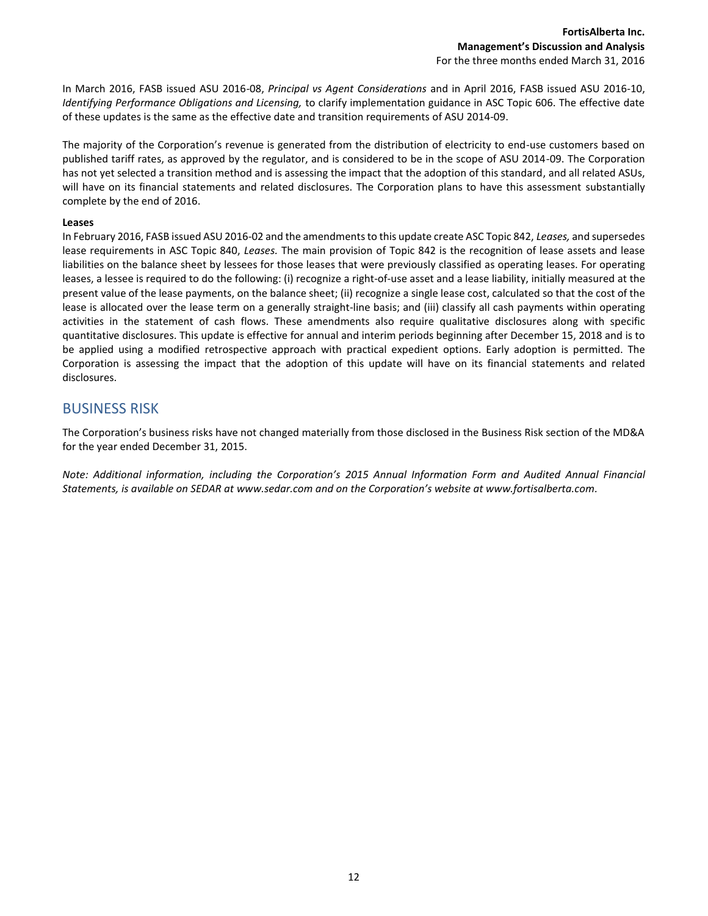In March 2016, FASB issued ASU 2016-08, *Principal vs Agent Considerations* and in April 2016, FASB issued ASU 2016-10, *Identifying Performance Obligations and Licensing,* to clarify implementation guidance in ASC Topic 606. The effective date of these updates is the same as the effective date and transition requirements of ASU 2014-09.

The majority of the Corporation's revenue is generated from the distribution of electricity to end-use customers based on published tariff rates, as approved by the regulator, and is considered to be in the scope of ASU 2014-09. The Corporation has not yet selected a transition method and is assessing the impact that the adoption of this standard, and all related ASUs, will have on its financial statements and related disclosures. The Corporation plans to have this assessment substantially complete by the end of 2016.

**Leases**

In February 2016, FASB issued ASU 2016-02 and the amendments to this update create ASC Topic 842, *Leases,* and supersedes lease requirements in ASC Topic 840, *Leases.* The main provision of Topic 842 is the recognition of lease assets and lease liabilities on the balance sheet by lessees for those leases that were previously classified as operating leases. For operating leases, a lessee is required to do the following: (i) recognize a right-of-use asset and a lease liability, initially measured at the present value of the lease payments, on the balance sheet; (ii) recognize a single lease cost, calculated so that the cost of the lease is allocated over the lease term on a generally straight-line basis; and (iii) classify all cash payments within operating activities in the statement of cash flows. These amendments also require qualitative disclosures along with specific quantitative disclosures. This update is effective for annual and interim periods beginning after December 15, 2018 and is to be applied using a modified retrospective approach with practical expedient options. Early adoption is permitted. The Corporation is assessing the impact that the adoption of this update will have on its financial statements and related disclosures.

## BUSINESS RISK

The Corporation's business risks have not changed materially from those disclosed in the Business Risk section of the MD&A for the year ended December 31, 2015.

*Note: Additional information, including the Corporation's 2015 Annual Information Form and Audited Annual Financial Statements, is available on SEDAR at www.sedar.com and on the Corporation's website at www.fortisalberta.com.*